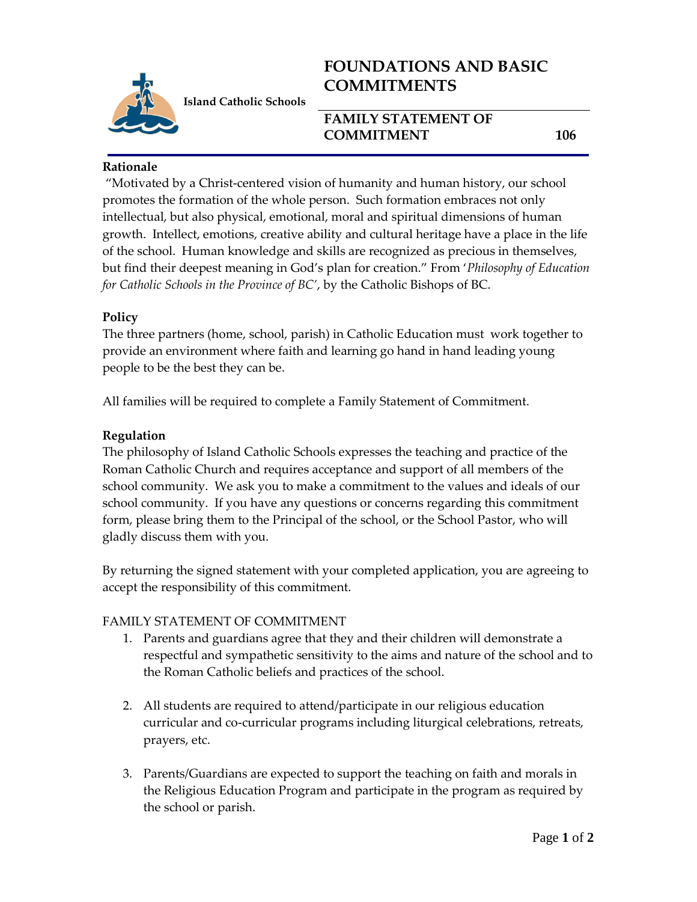Island Catholic Schools

# FOUNDATIONS AND BASIC COMMITMENTS

## FAMILY STATEMENT OF COMMITMENT 106

**Rationale**

"Motivated by a Christ-centered vision of humanity and human history, our school promotes the formation of the whole person. Such formation embraces not only intellectual, but also physical, emotional, moral and spiritual dimensions of human growth. Intellect, emotions, creative ability and cultural heritage have a place in the life of the school. Human knowledge and skills are recognized as precious in themselves, but find their deepest meaning in God's plan for creation." From '*Philosophy of Education for Catholic Schools in the Province of BC*', by the Catholic Bishops of BC.

**Policy**

The three partners (home, school, parish) in Catholic Education must work together to provide an environment where faith and learning go hand in hand leading young people to be the best they can be.

All families will be required to complete a Family Statement of Commitment.

**Regulation**

The philosophy of Island Catholic Schools expresses the teaching and practice of the Roman Catholic Church and requires acceptance and support of all members of the school community. We ask you to make a commitment to the values and ideals of our school community. If you have any questions or concerns regarding this commitment form, please bring them to the Principal of the school, or the School Pastor, who will gladly discuss them with you.

By returning the signed statement with your completed application, you are agreeing to accept the responsibility of this commitment.

FAMILY STATEMENT OF COMMITMENT

1. Parents and guardians agree that they and their children will demonstrate a respectful and sympathetic sensitivity to the aims and nature of the school and to the Roman Catholic beliefs and practices of the school.

2. All students are required to attend/participate in our religious education curricular and co-curricular programs including liturgical celebrations, retreats, prayers, etc.

3. Parents/Guardians are expected to support the teaching on faith and morals in the Religious Education Program and participate in the program as required by the school or parish.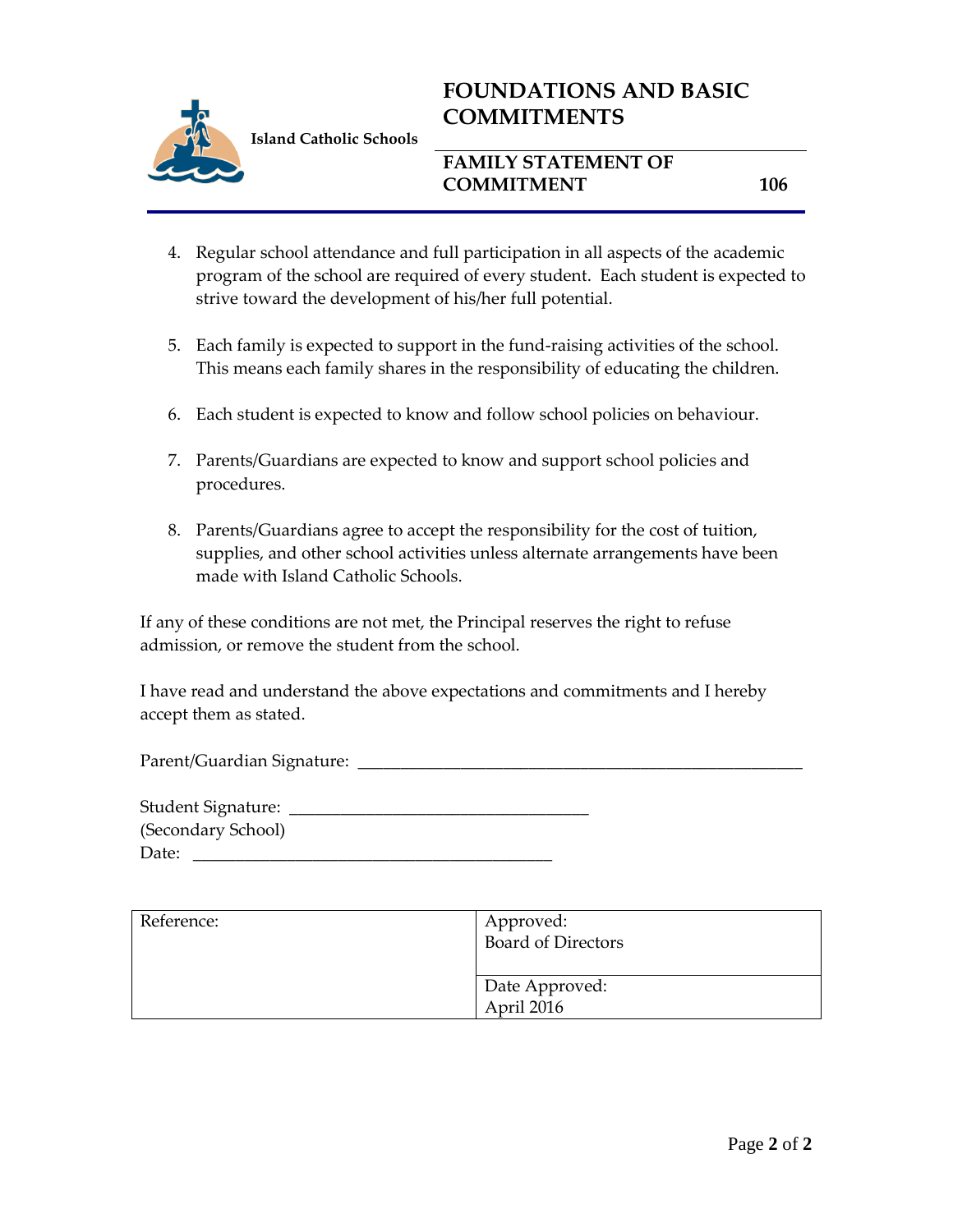4. Regular school attendance and full participation in all aspects of the academic program of the school are required of every student. Each student is expected to strive toward the development of his/her full potential.

5. Each family is expected to support in the fund-raising activities of the school. This means each family shares in the responsibility of educating the children.

6. Each student is expected to know and follow school policies on behaviour.

7. Parents/Guardians are expected to know and support school policies and procedures.

8. Parents/Guardians agree to accept the responsibility for the cost of tuition, supplies, and other school activities unless alternate arrangements have been made with Island Catholic Schools.

If any of these conditions are not met, the Principal reserves the right to refuse admission, or remove the student from the school.

I have read and understand the above expectations and commitments and I hereby accept them as stated.

Parent/Guardian Signature: ____________________________________________________

Student Signature: _________________________________
(Secondary School)
Date: _________________________________________

| | |
|---|---|
| Reference: | Approved:<br>Board of Directors |
| | Date Approved:<br>April 2016 |